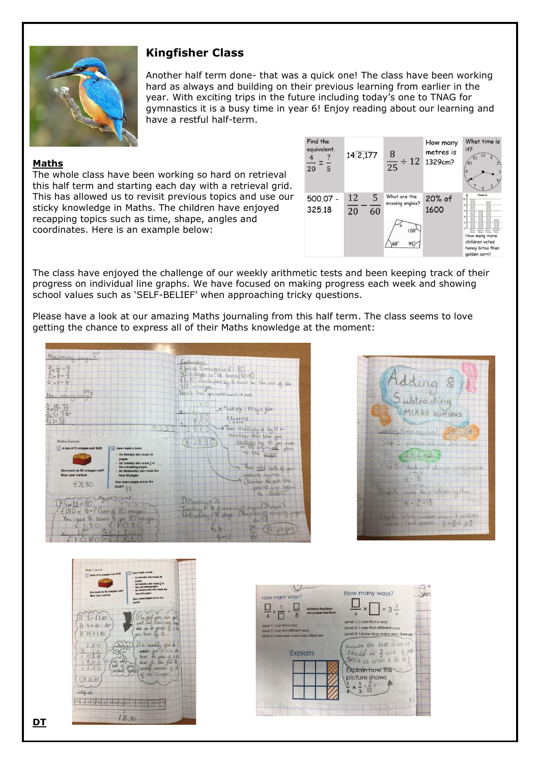## Kingfisher Class

Another half term done- that was a quick one! The class have been working hard as always and building on their previous learning from earlier in the year. With exciting trips in the future including today's one to TNAG for gymnastics it is a busy time in year 6! Enjoy reading about our learning and have a restful half-term.

### Maths

The whole class have been working so hard on retrieval this half term and starting each day with a retrieval grid. This has allowed us to revisit previous topics and use our sticky knowledge in Maths. The children have enjoyed recapping topics such as time, shape, angles and coordinates. Here is an example below:

| Find the equivalent. $\frac{4}{20} = \frac{?}{5}$ | $14\overline{)2,177}$ | $\frac{8}{25} \div 12$ | How many metres is 1329cm? | What time is it? |
|---|---|---|---|---|
| 500.07 - 325.18 | $\frac{12}{20} - \frac{5}{60}$ | What are the missing angles? | 20% of 1600 | How many more children voted honey bites than golden corn? |

The class have enjoyed the challenge of our weekly arithmetic tests and been keeping track of their progress on individual line graphs. We have focused on making progress each week and showing school values such as 'SELF-BELIEF' when approaching tricky questions.

Please have a look at our amazing Maths journaling from this half term. The class seems to love getting the chance to express all of their Maths knowledge at the moment:

### DT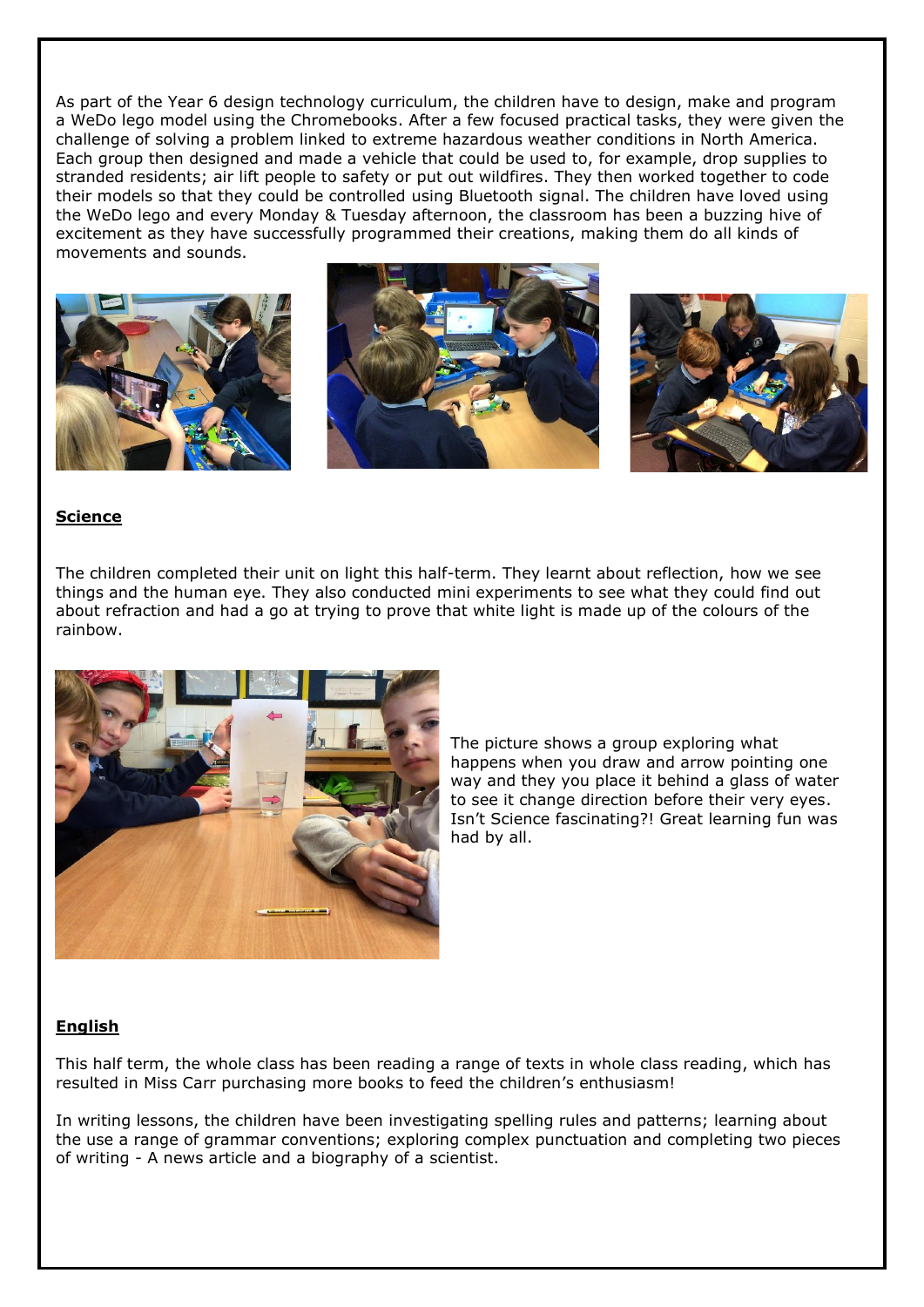As part of the Year 6 design technology curriculum, the children have to design, make and program a WeDo lego model using the Chromebooks. After a few focused practical tasks, they were given the challenge of solving a problem linked to extreme hazardous weather conditions in North America. Each group then designed and made a vehicle that could be used to, for example, drop supplies to stranded residents; air lift people to safety or put out wildfires. They then worked together to code their models so that they could be controlled using Bluetooth signal. The children have loved using the WeDo lego and every Monday & Tuesday afternoon, the classroom has been a buzzing hive of excitement as they have successfully programmed their creations, making them do all kinds of movements and sounds.

## Science

The children completed their unit on light this half-term. They learnt about reflection, how we see things and the human eye. They also conducted mini experiments to see what they could find out about refraction and had a go at trying to prove that white light is made up of the colours of the rainbow.

The picture shows a group exploring what happens when you draw and arrow pointing one way and they you place it behind a glass of water to see it change direction before their very eyes. Isn't Science fascinating?! Great learning fun was had by all.

## English

This half term, the whole class has been reading a range of texts in whole class reading, which has resulted in Miss Carr purchasing more books to feed the children's enthusiasm!

In writing lessons, the children have been investigating spelling rules and patterns; learning about the use a range of grammar conventions; exploring complex punctuation and completing two pieces of writing - A news article and a biography of a scientist.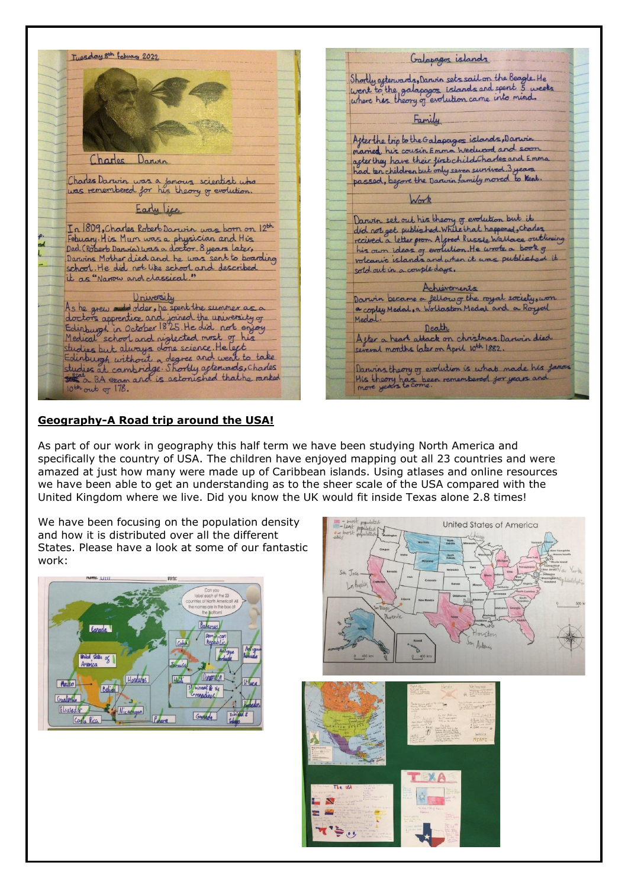## **Geography-A Road trip around the USA!**

As part of our work in geography this half term we have been studying North America and specifically the country of USA. The children have enjoyed mapping out all 23 countries and were amazed at just how many were made up of Caribbean islands. Using atlases and online resources we have been able to get an understanding as to the sheer scale of the USA compared with the United Kingdom where we live. Did you know the UK would fit inside Texas alone 2.8 times!

We have been focusing on the population density and how it is distributed over all the different States. Please have a look at some of our fantastic work: